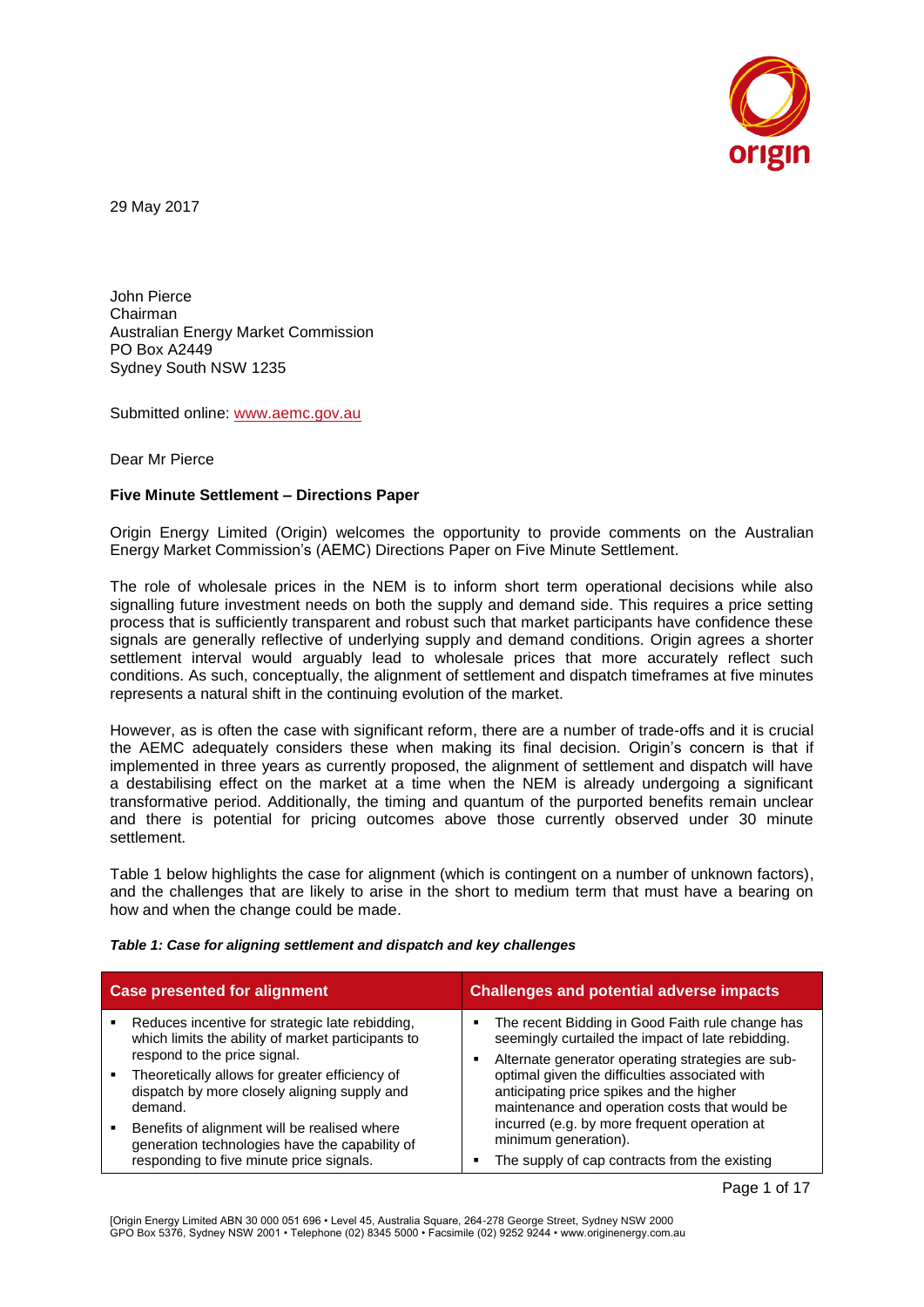29 May 2017

John Pierce
Chairman
Australian Energy Market Commission
PO Box A2449
Sydney South NSW 1235

Submitted online: www.aemc.gov.au

Dear Mr Pierce

**Five Minute Settlement – Directions Paper**

Origin Energy Limited (Origin) welcomes the opportunity to provide comments on the Australian Energy Market Commission's (AEMC) Directions Paper on Five Minute Settlement.

The role of wholesale prices in the NEM is to inform short term operational decisions while also signalling future investment needs on both the supply and demand side. This requires a price setting process that is sufficiently transparent and robust such that market participants have confidence these signals are generally reflective of underlying supply and demand conditions. Origin agrees a shorter settlement interval would arguably lead to wholesale prices that more accurately reflect such conditions. As such, conceptually, the alignment of settlement and dispatch timeframes at five minutes represents a natural shift in the continuing evolution of the market.

However, as is often the case with significant reform, there are a number of trade-offs and it is crucial the AEMC adequately considers these when making its final decision. Origin's concern is that if implemented in three years as currently proposed, the alignment of settlement and dispatch will have a destabilising effect on the market at a time when the NEM is already undergoing a significant transformative period. Additionally, the timing and quantum of the purported benefits remain unclear and there is potential for pricing outcomes above those currently observed under 30 minute settlement.

Table 1 below highlights the case for alignment (which is contingent on a number of unknown factors), and the challenges that are likely to arise in the short to medium term that must have a bearing on how and when the change could be made.

***Table 1: Case for aligning settlement and dispatch and key challenges***

| Case presented for alignment | Challenges and potential adverse impacts |
|---|---|
| ▪ Reduces incentive for strategic late rebidding, which limits the ability of market participants to respond to the price signal.<br>▪ Theoretically allows for greater efficiency of dispatch by more closely aligning supply and demand.<br>▪ Benefits of alignment will be realised where generation technologies have the capability of responding to five minute price signals. | ▪ The recent Bidding in Good Faith rule change has seemingly curtailed the impact of late rebidding.<br>▪ Alternate generator operating strategies are sub-optimal given the difficulties associated with anticipating price spikes and the higher maintenance and operation costs that would be incurred (e.g. by more frequent operation at minimum generation).<br>▪ The supply of cap contracts from the existing |

[Origin Energy Limited ABN 30 000 051 696 • Level 45, Australia Square, 264-278 George Street, Sydney NSW 2000
GPO Box 5376, Sydney NSW 2001 • Telephone (02) 8345 5000 • Facsimile (02) 9252 9244 • www.originenergy.com.au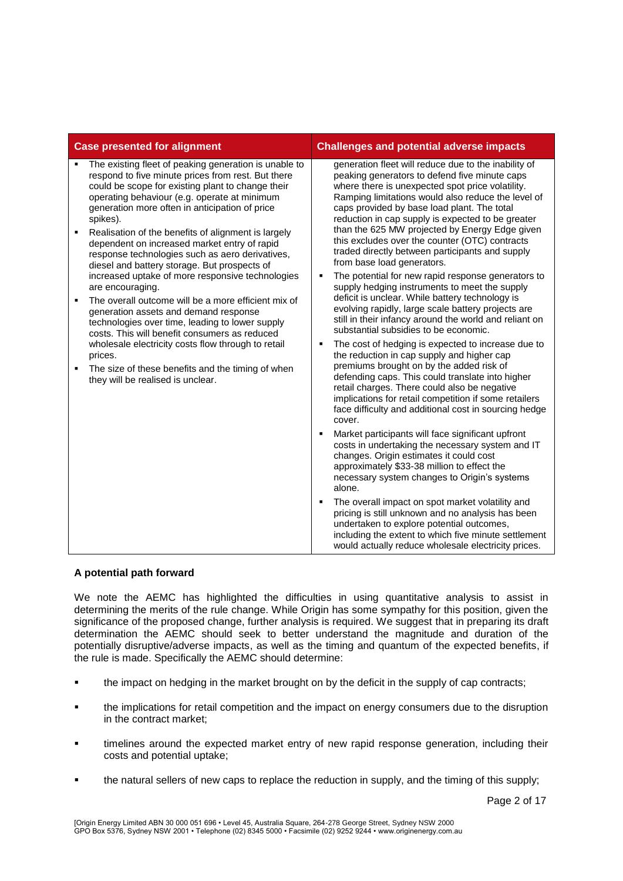| Case presented for alignment | Challenges and potential adverse impacts |
| --- | --- |
| <ul><li>The existing fleet of peaking generation is unable to respond to five minute prices from rest. But there could be scope for existing plant to change their operating behaviour (e.g. operate at minimum generation more often in anticipation of price spikes).</li><li>Realisation of the benefits of alignment is largely dependent on increased market entry of rapid response technologies such as aero derivatives, diesel and battery storage. But prospects of increased uptake of more responsive technologies are encouraging.</li><li>The overall outcome will be a more efficient mix of generation assets and demand response technologies over time, leading to lower supply costs. This will benefit consumers as reduced wholesale electricity costs flow through to retail prices.</li><li>The size of these benefits and the timing of when they will be realised is unclear.</li></ul> | generation fleet will reduce due to the inability of peaking generators to defend five minute caps where there is unexpected spot price volatility. Ramping limitations would also reduce the level of caps provided by base load plant. The total reduction in cap supply is expected to be greater than the 625 MW projected by Energy Edge given this excludes over the counter (OTC) contracts traded directly between participants and supply from base load generators.<ul><li>The potential for new rapid response generators to supply hedging instruments to meet the supply deficit is unclear. While battery technology is evolving rapidly, large scale battery projects are still in their infancy around the world and reliant on substantial subsidies to be economic.</li><li>The cost of hedging is expected to increase due to the reduction in cap supply and higher cap premiums brought on by the added risk of defending caps. This could translate into higher retail charges. There could also be negative implications for retail competition if some retailers face difficulty and additional cost in sourcing hedge cover.</li><li>Market participants will face significant upfront costs in undertaking the necessary system and IT changes. Origin estimates it could cost approximately $33-38 million to effect the necessary system changes to Origin's systems alone.</li><li>The overall impact on spot market volatility and pricing is still unknown and no analysis has been undertaken to explore potential outcomes, including the extent to which five minute settlement would actually reduce wholesale electricity prices.</li></ul> |

**A potential path forward**

We note the AEMC has highlighted the difficulties in using quantitative analysis to assist in determining the merits of the rule change. While Origin has some sympathy for this position, given the significance of the proposed change, further analysis is required. We suggest that in preparing its draft determination the AEMC should seek to better understand the magnitude and duration of the potentially disruptive/adverse impacts, as well as the timing and quantum of the expected benefits, if the rule is made. Specifically the AEMC should determine:

- the impact on hedging in the market brought on by the deficit in the supply of cap contracts;
- the implications for retail competition and the impact on energy consumers due to the disruption in the contract market;
- timelines around the expected market entry of new rapid response generation, including their costs and potential uptake;
- the natural sellers of new caps to replace the reduction in supply, and the timing of this supply;

[Origin Energy Limited ABN 30 000 051 696 • Level 45, Australia Square, 264-278 George Street, Sydney NSW 2000
GPO Box 5376, Sydney NSW 2001 • Telephone (02) 8345 5000 • Facsimile (02) 9252 9244 • www.originenergy.com.au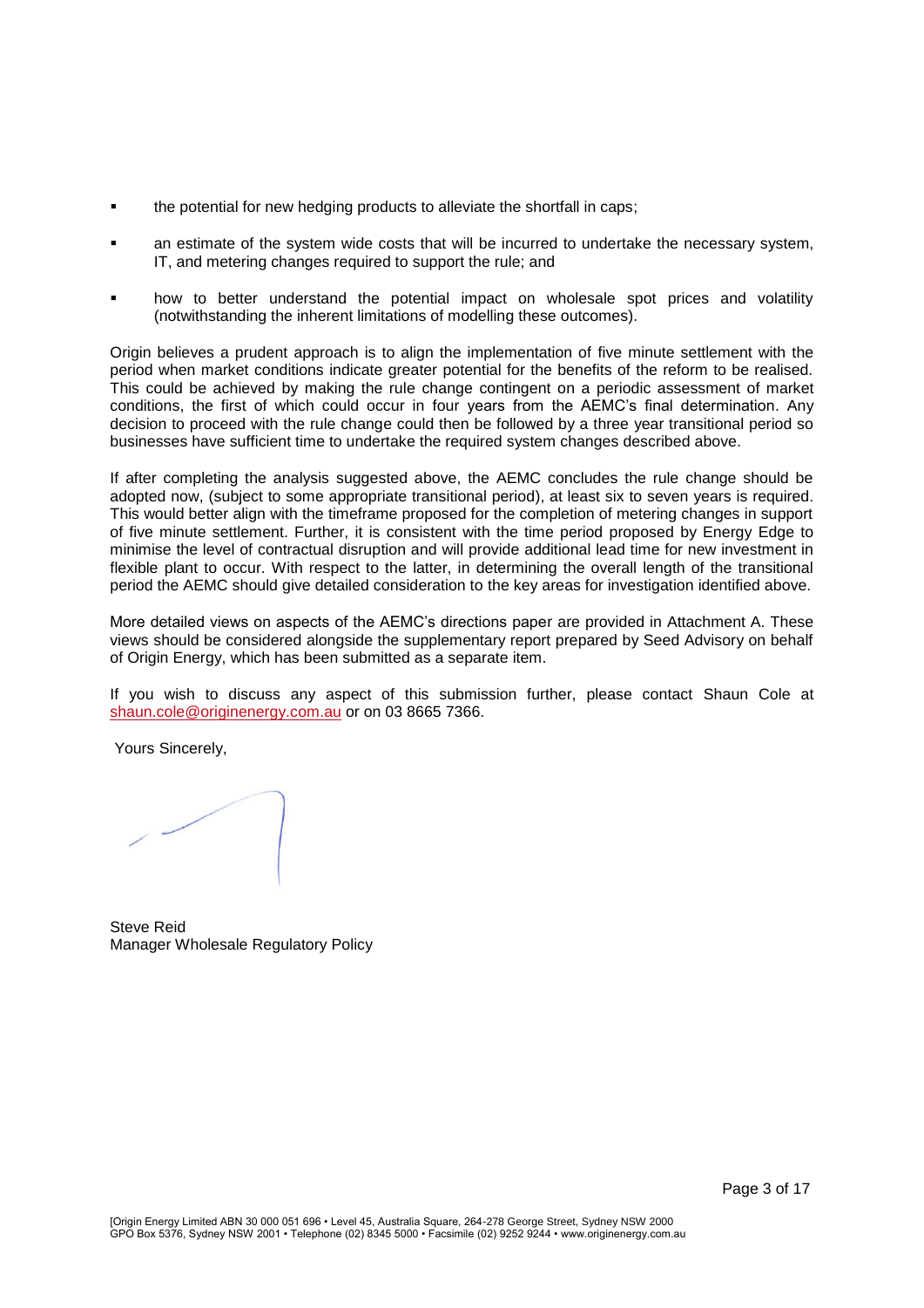- the potential for new hedging products to alleviate the shortfall in caps;
- an estimate of the system wide costs that will be incurred to undertake the necessary system, IT, and metering changes required to support the rule; and
- how to better understand the potential impact on wholesale spot prices and volatility (notwithstanding the inherent limitations of modelling these outcomes).

Origin believes a prudent approach is to align the implementation of five minute settlement with the period when market conditions indicate greater potential for the benefits of the reform to be realised. This could be achieved by making the rule change contingent on a periodic assessment of market conditions, the first of which could occur in four years from the AEMC's final determination. Any decision to proceed with the rule change could then be followed by a three year transitional period so businesses have sufficient time to undertake the required system changes described above.

If after completing the analysis suggested above, the AEMC concludes the rule change should be adopted now, (subject to some appropriate transitional period), at least six to seven years is required. This would better align with the timeframe proposed for the completion of metering changes in support of five minute settlement. Further, it is consistent with the time period proposed by Energy Edge to minimise the level of contractual disruption and will provide additional lead time for new investment in flexible plant to occur. With respect to the latter, in determining the overall length of the transitional period the AEMC should give detailed consideration to the key areas for investigation identified above.

More detailed views on aspects of the AEMC's directions paper are provided in Attachment A. These views should be considered alongside the supplementary report prepared by Seed Advisory on behalf of Origin Energy, which has been submitted as a separate item.

If you wish to discuss any aspect of this submission further, please contact Shaun Cole at shaun.cole@originenergy.com.au or on 03 8665 7366.

Yours Sincerely,

Steve Reid
Manager Wholesale Regulatory Policy

[Origin Energy Limited ABN 30 000 051 696 • Level 45, Australia Square, 264-278 George Street, Sydney NSW 2000
GPO Box 5376, Sydney NSW 2001 • Telephone (02) 8345 5000 • Facsimile (02) 9252 9244 • www.originenergy.com.au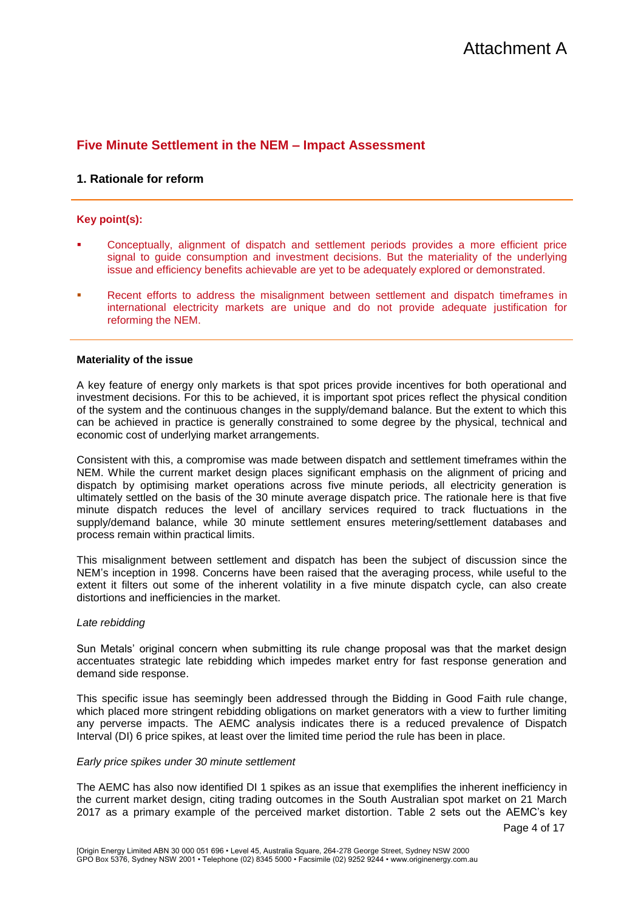Attachment A

## Five Minute Settlement in the NEM – Impact Assessment

### 1. Rationale for reform

**Key point(s):**

- Conceptually, alignment of dispatch and settlement periods provides a more efficient price signal to guide consumption and investment decisions. But the materiality of the underlying issue and efficiency benefits achievable are yet to be adequately explored or demonstrated.
- Recent efforts to address the misalignment between settlement and dispatch timeframes in international electricity markets are unique and do not provide adequate justification for reforming the NEM.

**Materiality of the issue**

A key feature of energy only markets is that spot prices provide incentives for both operational and investment decisions. For this to be achieved, it is important spot prices reflect the physical condition of the system and the continuous changes in the supply/demand balance. But the extent to which this can be achieved in practice is generally constrained to some degree by the physical, technical and economic cost of underlying market arrangements.

Consistent with this, a compromise was made between dispatch and settlement timeframes within the NEM. While the current market design places significant emphasis on the alignment of pricing and dispatch by optimising market operations across five minute periods, all electricity generation is ultimately settled on the basis of the 30 minute average dispatch price. The rationale here is that five minute dispatch reduces the level of ancillary services required to track fluctuations in the supply/demand balance, while 30 minute settlement ensures metering/settlement databases and process remain within practical limits.

This misalignment between settlement and dispatch has been the subject of discussion since the NEM's inception in 1998. Concerns have been raised that the averaging process, while useful to the extent it filters out some of the inherent volatility in a five minute dispatch cycle, can also create distortions and inefficiencies in the market.

*Late rebidding*

Sun Metals' original concern when submitting its rule change proposal was that the market design accentuates strategic late rebidding which impedes market entry for fast response generation and demand side response.

This specific issue has seemingly been addressed through the Bidding in Good Faith rule change, which placed more stringent rebidding obligations on market generators with a view to further limiting any perverse impacts. The AEMC analysis indicates there is a reduced prevalence of Dispatch Interval (DI) 6 price spikes, at least over the limited time period the rule has been in place.

*Early price spikes under 30 minute settlement*

The AEMC has also now identified DI 1 spikes as an issue that exemplifies the inherent inefficiency in the current market design, citing trading outcomes in the South Australian spot market on 21 March 2017 as a primary example of the perceived market distortion. Table 2 sets out the AEMC's key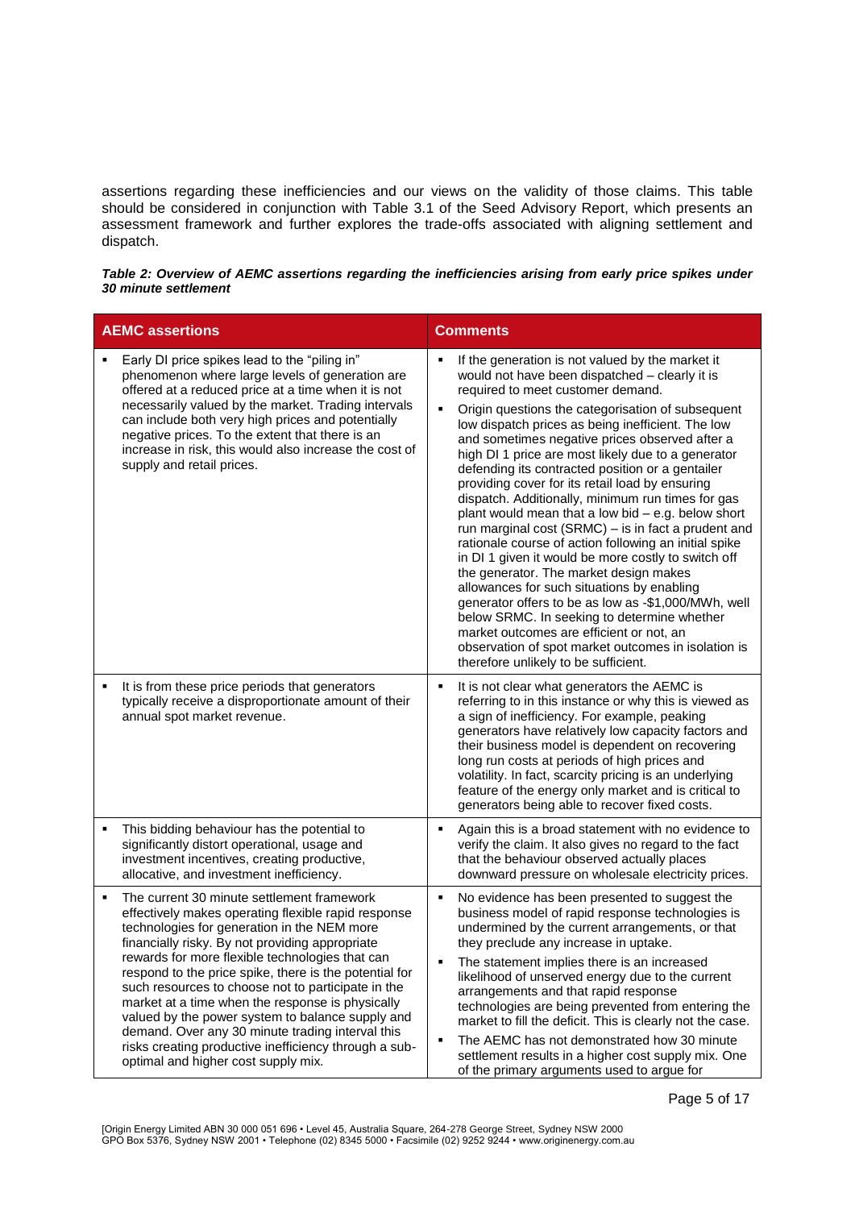assertions regarding these inefficiencies and our views on the validity of those claims. This table should be considered in conjunction with Table 3.1 of the Seed Advisory Report, which presents an assessment framework and further explores the trade-offs associated with aligning settlement and dispatch.

***Table 2: Overview of AEMC assertions regarding the inefficiencies arising from early price spikes under 30 minute settlement***

| AEMC assertions | Comments |
|---|---|
| ▪ Early DI price spikes lead to the "piling in" phenomenon where large levels of generation are offered at a reduced price at a time when it is not necessarily valued by the market. Trading intervals can include both very high prices and potentially negative prices. To the extent that there is an increase in risk, this would also increase the cost of supply and retail prices. | ▪ If the generation is not valued by the market it would not have been dispatched – clearly it is required to meet customer demand. <br> ▪ Origin questions the categorisation of subsequent low dispatch prices as being inefficient. The low and sometimes negative prices observed after a high DI 1 price are most likely due to a generator defending its contracted position or a gentailer providing cover for its retail load by ensuring dispatch. Additionally, minimum run times for gas plant would mean that a low bid – e.g. below short run marginal cost (SRMC) – is in fact a prudent and rationale course of action following an initial spike in DI 1 given it would be more costly to switch off the generator. The market design makes allowances for such situations by enabling generator offers to be as low as -$1,000/MWh, well below SRMC. In seeking to determine whether market outcomes are efficient or not, an observation of spot market outcomes in isolation is therefore unlikely to be sufficient. |
| ▪ It is from these price periods that generators typically receive a disproportionate amount of their annual spot market revenue. | ▪ It is not clear what generators the AEMC is referring to in this instance or why this is viewed as a sign of inefficiency. For example, peaking generators have relatively low capacity factors and their business model is dependent on recovering long run costs at periods of high prices and volatility. In fact, scarcity pricing is an underlying feature of the energy only market and is critical to generators being able to recover fixed costs. |
| ▪ This bidding behaviour has the potential to significantly distort operational, usage and investment incentives, creating productive, allocative, and investment inefficiency. | ▪ Again this is a broad statement with no evidence to verify the claim. It also gives no regard to the fact that the behaviour observed actually places downward pressure on wholesale electricity prices. |
| ▪ The current 30 minute settlement framework effectively makes operating flexible rapid response technologies for generation in the NEM more financially risky. By not providing appropriate rewards for more flexible technologies that can respond to the price spike, there is the potential for such resources to choose not to participate in the market at a time when the response is physically valued by the power system to balance supply and demand. Over any 30 minute trading interval this risks creating productive inefficiency through a sub-optimal and higher cost supply mix. | ▪ No evidence has been presented to suggest the business model of rapid response technologies is undermined by the current arrangements, or that they preclude any increase in uptake. <br> ▪ The statement implies there is an increased likelihood of unserved energy due to the current arrangements and that rapid response technologies are being prevented from entering the market to fill the deficit. This is clearly not the case. <br> ▪ The AEMC has not demonstrated how 30 minute settlement results in a higher cost supply mix. One of the primary arguments used to argue for |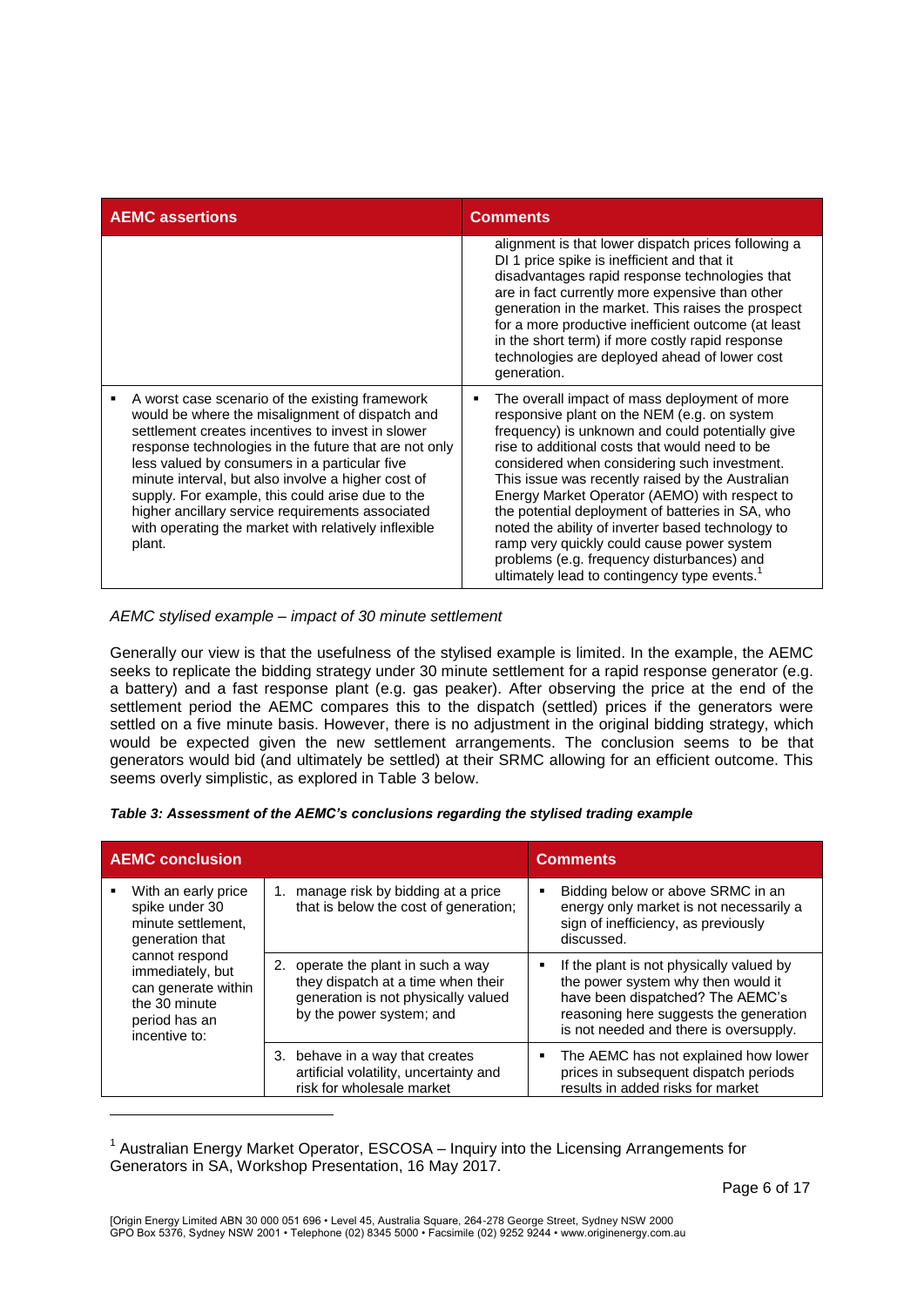| AEMC assertions | Comments |
| --- | --- |
| | alignment is that lower dispatch prices following a DI 1 price spike is inefficient and that it disadvantages rapid response technologies that are in fact currently more expensive than other generation in the market. This raises the prospect for a more productive inefficient outcome (at least in the short term) if more costly rapid response technologies are deployed ahead of lower cost generation. |
| ▪ A worst case scenario of the existing framework would be where the misalignment of dispatch and settlement creates incentives to invest in slower response technologies in the future that are not only less valued by consumers in a particular five minute interval, but also involve a higher cost of supply. For example, this could arise due to the higher ancillary service requirements associated with operating the market with relatively inflexible plant. | ▪ The overall impact of mass deployment of more responsive plant on the NEM (e.g. on system frequency) is unknown and could potentially give rise to additional costs that would need to be considered when considering such investment. This issue was recently raised by the Australian Energy Market Operator (AEMO) with respect to the potential deployment of batteries in SA, who noted the ability of inverter based technology to ramp very quickly could cause power system problems (e.g. frequency disturbances) and ultimately lead to contingency type events.[1] |

*AEMC stylised example – impact of 30 minute settlement*

Generally our view is that the usefulness of the stylised example is limited. In the example, the AEMC seeks to replicate the bidding strategy under 30 minute settlement for a rapid response generator (e.g. a battery) and a fast response plant (e.g. gas peaker). After observing the price at the end of the settlement period the AEMC compares this to the dispatch (settled) prices if the generators were settled on a five minute basis. However, there is no adjustment in the original bidding strategy, which would be expected given the new settlement arrangements. The conclusion seems to be that generators would bid (and ultimately be settled) at their SRMC allowing for an efficient outcome. This seems overly simplistic, as explored in Table 3 below.

***Table 3: Assessment of the AEMC's conclusions regarding the stylised trading example***

| AEMC conclusion | | Comments |
| --- | --- | --- |
| ▪ With an early price spike under 30 minute settlement, generation that cannot respond immediately, but can generate within the 30 minute period has an incentive to: | 1. manage risk by bidding at a price that is below the cost of generation; | ▪ Bidding below or above SRMC in an energy only market is not necessarily a sign of inefficiency, as previously discussed. |
| | 2. operate the plant in such a way they dispatch at a time when their generation is not physically valued by the power system; and | ▪ If the plant is not physically valued by the power system why then would it have been dispatched? The AEMC's reasoning here suggests the generation is not needed and there is oversupply. |
| | 3. behave in a way that creates artificial volatility, uncertainty and risk for wholesale market | ▪ The AEMC has not explained how lower prices in subsequent dispatch periods results in added risks for market |

[1] Australian Energy Market Operator, ESCOSA – Inquiry into the Licensing Arrangements for Generators in SA, Workshop Presentation, 16 May 2017.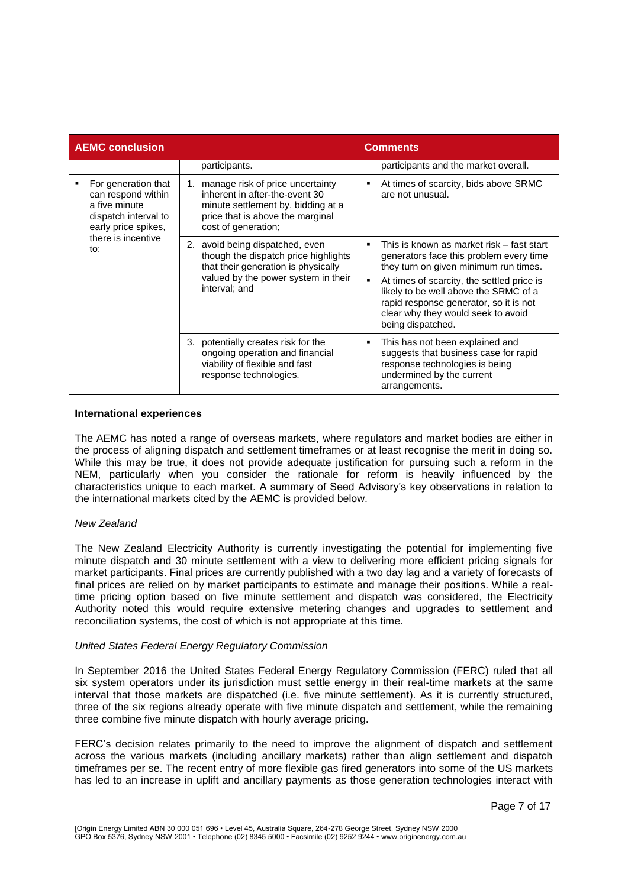| AEMC conclusion | | Comments |
|---|---|---|
| | participants. | participants and the market overall. |
| ▪ For generation that can respond within a five minute dispatch interval to early price spikes, there is incentive to: | 1. manage risk of price uncertainty inherent in after-the-event 30 minute settlement by, bidding at a price that is above the marginal cost of generation; | ▪ At times of scarcity, bids above SRMC are not unusual. |
| | 2. avoid being dispatched, even though the dispatch price highlights that their generation is physically valued by the power system in their interval; and | ▪ This is known as market risk – fast start generators face this problem every time they turn on given minimum run times. ▪ At times of scarcity, the settled price is likely to be well above the SRMC of a rapid response generator, so it is not clear why they would seek to avoid being dispatched. |
| | 3. potentially creates risk for the ongoing operation and financial viability of flexible and fast response technologies. | ▪ This has not been explained and suggests that business case for rapid response technologies is being undermined by the current arrangements. |

**International experiences**

The AEMC has noted a range of overseas markets, where regulators and market bodies are either in the process of aligning dispatch and settlement timeframes or at least recognise the merit in doing so. While this may be true, it does not provide adequate justification for pursuing such a reform in the NEM, particularly when you consider the rationale for reform is heavily influenced by the characteristics unique to each market. A summary of Seed Advisory's key observations in relation to the international markets cited by the AEMC is provided below.

*New Zealand*

The New Zealand Electricity Authority is currently investigating the potential for implementing five minute dispatch and 30 minute settlement with a view to delivering more efficient pricing signals for market participants. Final prices are currently published with a two day lag and a variety of forecasts of final prices are relied on by market participants to estimate and manage their positions. While a real-time pricing option based on five minute settlement and dispatch was considered, the Electricity Authority noted this would require extensive metering changes and upgrades to settlement and reconciliation systems, the cost of which is not appropriate at this time.

*United States Federal Energy Regulatory Commission*

In September 2016 the United States Federal Energy Regulatory Commission (FERC) ruled that all six system operators under its jurisdiction must settle energy in their real-time markets at the same interval that those markets are dispatched (i.e. five minute settlement). As it is currently structured, three of the six regions already operate with five minute dispatch and settlement, while the remaining three combine five minute dispatch with hourly average pricing.

FERC's decision relates primarily to the need to improve the alignment of dispatch and settlement across the various markets (including ancillary markets) rather than align settlement and dispatch timeframes per se. The recent entry of more flexible gas fired generators into some of the US markets has led to an increase in uplift and ancillary payments as those generation technologies interact with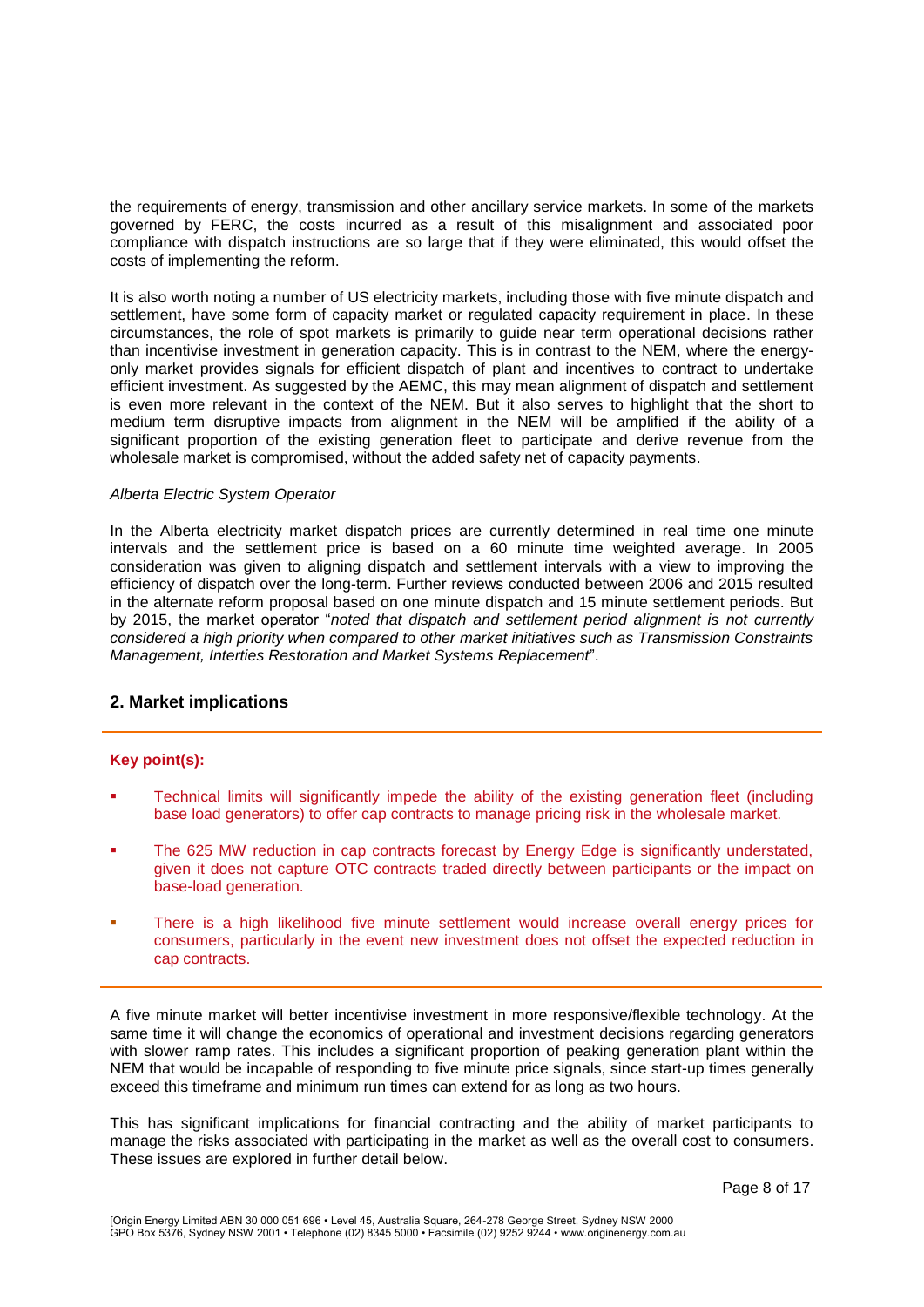the requirements of energy, transmission and other ancillary service markets. In some of the markets governed by FERC, the costs incurred as a result of this misalignment and associated poor compliance with dispatch instructions are so large that if they were eliminated, this would offset the costs of implementing the reform.

It is also worth noting a number of US electricity markets, including those with five minute dispatch and settlement, have some form of capacity market or regulated capacity requirement in place. In these circumstances, the role of spot markets is primarily to guide near term operational decisions rather than incentivise investment in generation capacity. This is in contrast to the NEM, where the energy-only market provides signals for efficient dispatch of plant and incentives to contract to undertake efficient investment. As suggested by the AEMC, this may mean alignment of dispatch and settlement is even more relevant in the context of the NEM. But it also serves to highlight that the short to medium term disruptive impacts from alignment in the NEM will be amplified if the ability of a significant proportion of the existing generation fleet to participate and derive revenue from the wholesale market is compromised, without the added safety net of capacity payments.

*Alberta Electric System Operator*

In the Alberta electricity market dispatch prices are currently determined in real time one minute intervals and the settlement price is based on a 60 minute time weighted average. In 2005 consideration was given to aligning dispatch and settlement intervals with a view to improving the efficiency of dispatch over the long-term. Further reviews conducted between 2006 and 2015 resulted in the alternate reform proposal based on one minute dispatch and 15 minute settlement periods. But by 2015, the market operator "*noted that dispatch and settlement period alignment is not currently considered a high priority when compared to other market initiatives such as Transmission Constraints Management, Interties Restoration and Market Systems Replacement*".

## 2. Market implications

**Key point(s):**

- Technical limits will significantly impede the ability of the existing generation fleet (including base load generators) to offer cap contracts to manage pricing risk in the wholesale market.
- The 625 MW reduction in cap contracts forecast by Energy Edge is significantly understated, given it does not capture OTC contracts traded directly between participants or the impact on base-load generation.
- There is a high likelihood five minute settlement would increase overall energy prices for consumers, particularly in the event new investment does not offset the expected reduction in cap contracts.

A five minute market will better incentivise investment in more responsive/flexible technology. At the same time it will change the economics of operational and investment decisions regarding generators with slower ramp rates. This includes a significant proportion of peaking generation plant within the NEM that would be incapable of responding to five minute price signals, since start-up times generally exceed this timeframe and minimum run times can extend for as long as two hours.

This has significant implications for financial contracting and the ability of market participants to manage the risks associated with participating in the market as well as the overall cost to consumers. These issues are explored in further detail below.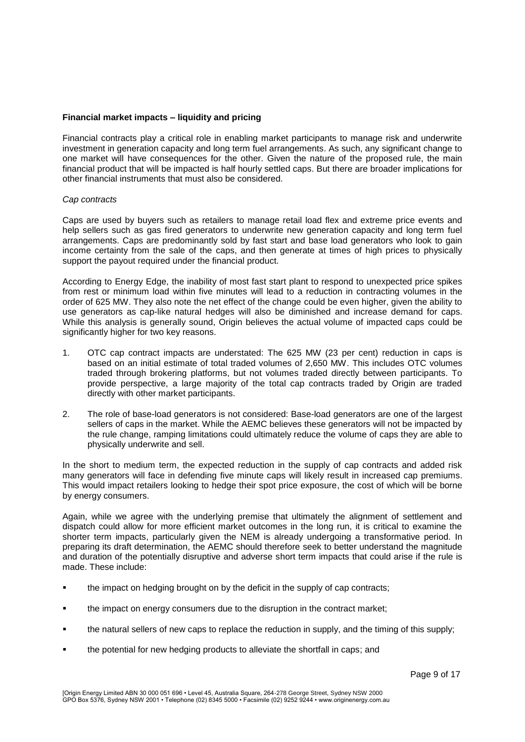**Financial market impacts – liquidity and pricing**

Financial contracts play a critical role in enabling market participants to manage risk and underwrite investment in generation capacity and long term fuel arrangements. As such, any significant change to one market will have consequences for the other. Given the nature of the proposed rule, the main financial product that will be impacted is half hourly settled caps. But there are broader implications for other financial instruments that must also be considered.

*Cap contracts*

Caps are used by buyers such as retailers to manage retail load flex and extreme price events and help sellers such as gas fired generators to underwrite new generation capacity and long term fuel arrangements. Caps are predominantly sold by fast start and base load generators who look to gain income certainty from the sale of the caps, and then generate at times of high prices to physically support the payout required under the financial product.

According to Energy Edge, the inability of most fast start plant to respond to unexpected price spikes from rest or minimum load within five minutes will lead to a reduction in contracting volumes in the order of 625 MW. They also note the net effect of the change could be even higher, given the ability to use generators as cap-like natural hedges will also be diminished and increase demand for caps. While this analysis is generally sound, Origin believes the actual volume of impacted caps could be significantly higher for two key reasons.

1. OTC cap contract impacts are understated: The 625 MW (23 per cent) reduction in caps is based on an initial estimate of total traded volumes of 2,650 MW. This includes OTC volumes traded through brokering platforms, but not volumes traded directly between participants. To provide perspective, a large majority of the total cap contracts traded by Origin are traded directly with other market participants.

2. The role of base-load generators is not considered: Base-load generators are one of the largest sellers of caps in the market. While the AEMC believes these generators will not be impacted by the rule change, ramping limitations could ultimately reduce the volume of caps they are able to physically underwrite and sell.

In the short to medium term, the expected reduction in the supply of cap contracts and added risk many generators will face in defending five minute caps will likely result in increased cap premiums. This would impact retailers looking to hedge their spot price exposure, the cost of which will be borne by energy consumers.

Again, while we agree with the underlying premise that ultimately the alignment of settlement and dispatch could allow for more efficient market outcomes in the long run, it is critical to examine the shorter term impacts, particularly given the NEM is already undergoing a transformative period. In preparing its draft determination, the AEMC should therefore seek to better understand the magnitude and duration of the potentially disruptive and adverse short term impacts that could arise if the rule is made. These include:

- the impact on hedging brought on by the deficit in the supply of cap contracts;
- the impact on energy consumers due to the disruption in the contract market;
- the natural sellers of new caps to replace the reduction in supply, and the timing of this supply;
- the potential for new hedging products to alleviate the shortfall in caps; and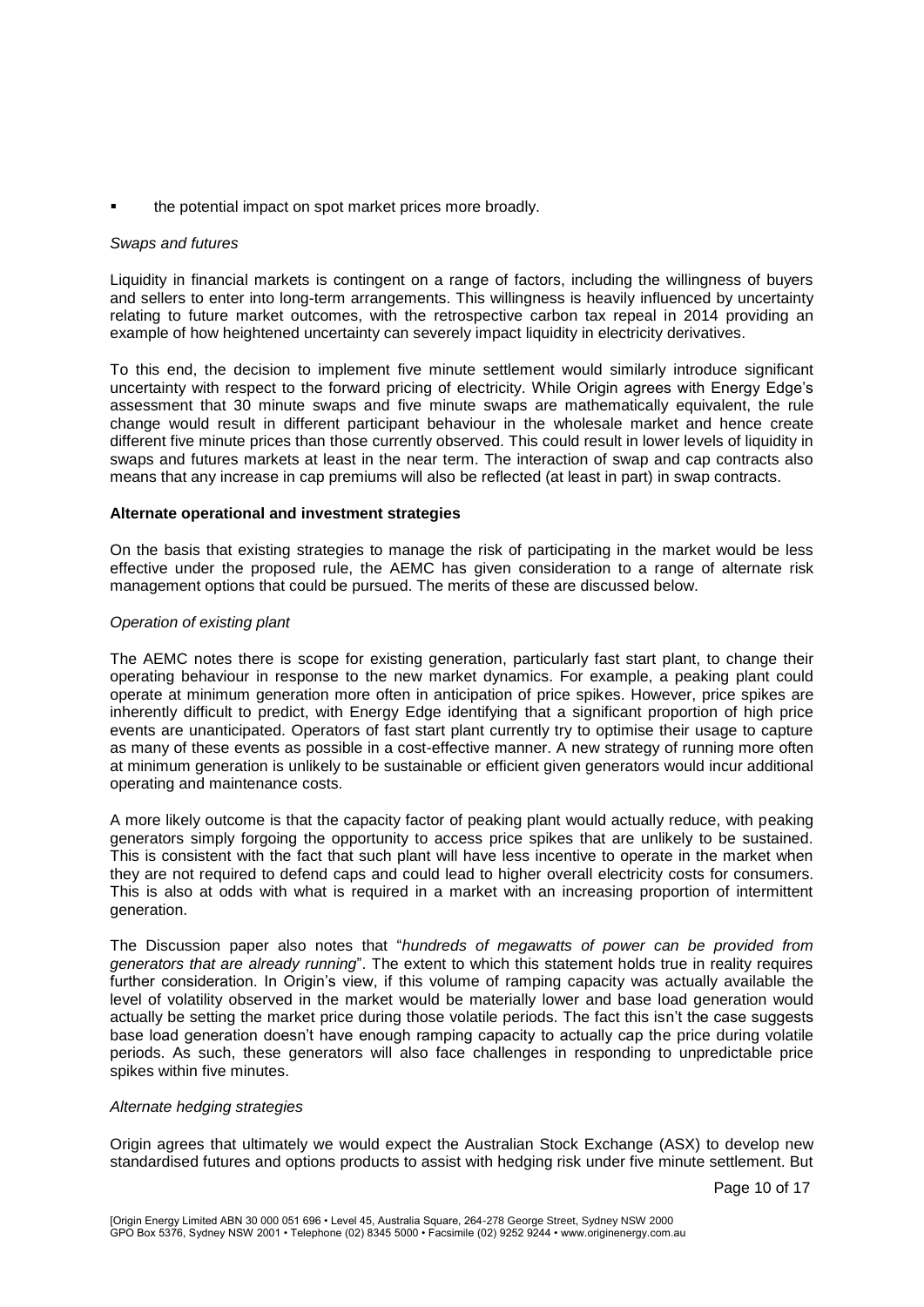- the potential impact on spot market prices more broadly.

*Swaps and futures*

Liquidity in financial markets is contingent on a range of factors, including the willingness of buyers and sellers to enter into long-term arrangements. This willingness is heavily influenced by uncertainty relating to future market outcomes, with the retrospective carbon tax repeal in 2014 providing an example of how heightened uncertainty can severely impact liquidity in electricity derivatives.

To this end, the decision to implement five minute settlement would similarly introduce significant uncertainty with respect to the forward pricing of electricity. While Origin agrees with Energy Edge's assessment that 30 minute swaps and five minute swaps are mathematically equivalent, the rule change would result in different participant behaviour in the wholesale market and hence create different five minute prices than those currently observed. This could result in lower levels of liquidity in swaps and futures markets at least in the near term. The interaction of swap and cap contracts also means that any increase in cap premiums will also be reflected (at least in part) in swap contracts.

**Alternate operational and investment strategies**

On the basis that existing strategies to manage the risk of participating in the market would be less effective under the proposed rule, the AEMC has given consideration to a range of alternate risk management options that could be pursued. The merits of these are discussed below.

*Operation of existing plant*

The AEMC notes there is scope for existing generation, particularly fast start plant, to change their operating behaviour in response to the new market dynamics. For example, a peaking plant could operate at minimum generation more often in anticipation of price spikes. However, price spikes are inherently difficult to predict, with Energy Edge identifying that a significant proportion of high price events are unanticipated. Operators of fast start plant currently try to optimise their usage to capture as many of these events as possible in a cost-effective manner. A new strategy of running more often at minimum generation is unlikely to be sustainable or efficient given generators would incur additional operating and maintenance costs.

A more likely outcome is that the capacity factor of peaking plant would actually reduce, with peaking generators simply forgoing the opportunity to access price spikes that are unlikely to be sustained. This is consistent with the fact that such plant will have less incentive to operate in the market when they are not required to defend caps and could lead to higher overall electricity costs for consumers. This is also at odds with what is required in a market with an increasing proportion of intermittent generation.

The Discussion paper also notes that "*hundreds of megawatts of power can be provided from generators that are already running*". The extent to which this statement holds true in reality requires further consideration. In Origin's view, if this volume of ramping capacity was actually available the level of volatility observed in the market would be materially lower and base load generation would actually be setting the market price during those volatile periods. The fact this isn't the case suggests base load generation doesn't have enough ramping capacity to actually cap the price during volatile periods. As such, these generators will also face challenges in responding to unpredictable price spikes within five minutes.

*Alternate hedging strategies*

Origin agrees that ultimately we would expect the Australian Stock Exchange (ASX) to develop new standardised futures and options products to assist with hedging risk under five minute settlement. But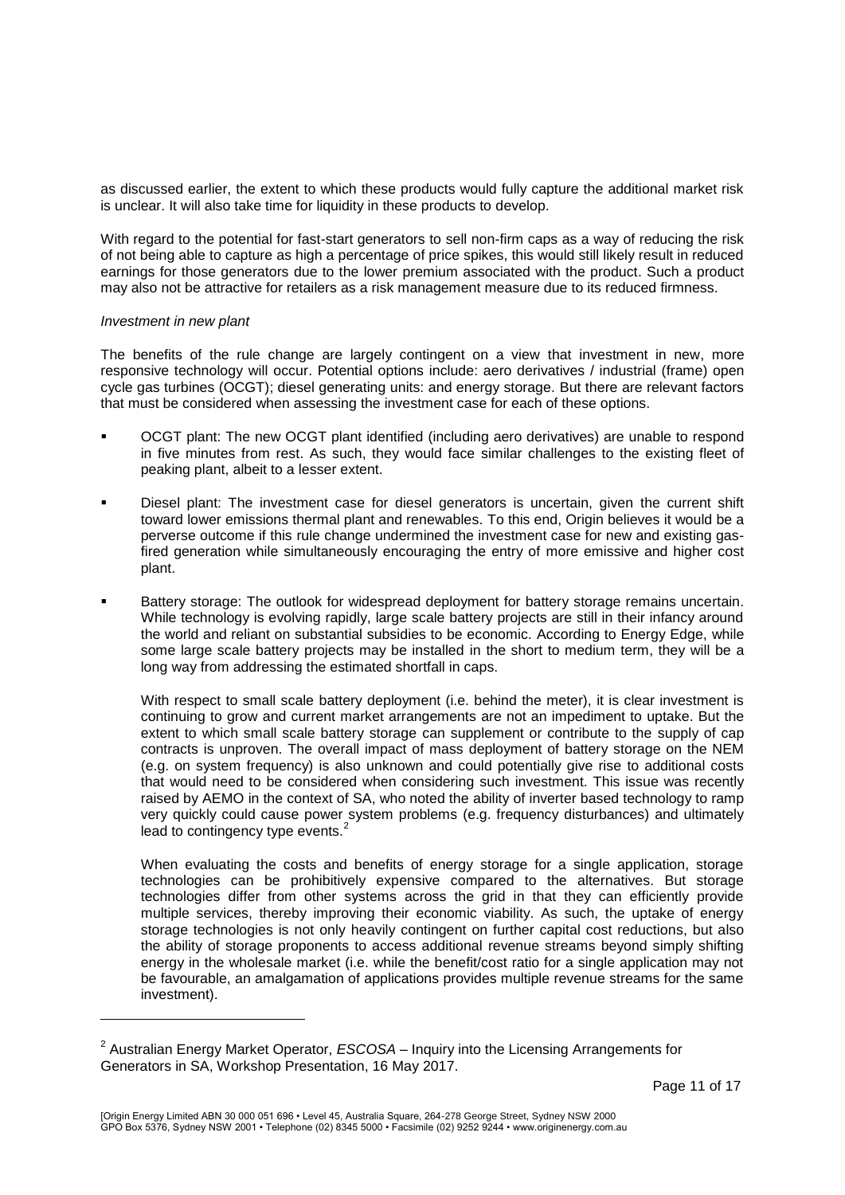as discussed earlier, the extent to which these products would fully capture the additional market risk is unclear. It will also take time for liquidity in these products to develop.

With regard to the potential for fast-start generators to sell non-firm caps as a way of reducing the risk of not being able to capture as high a percentage of price spikes, this would still likely result in reduced earnings for those generators due to the lower premium associated with the product. Such a product may also not be attractive for retailers as a risk management measure due to its reduced firmness.

*Investment in new plant*

The benefits of the rule change are largely contingent on a view that investment in new, more responsive technology will occur. Potential options include: aero derivatives / industrial (frame) open cycle gas turbines (OCGT); diesel generating units: and energy storage. But there are relevant factors that must be considered when assessing the investment case for each of these options.

- OCGT plant: The new OCGT plant identified (including aero derivatives) are unable to respond in five minutes from rest. As such, they would face similar challenges to the existing fleet of peaking plant, albeit to a lesser extent.
- Diesel plant: The investment case for diesel generators is uncertain, given the current shift toward lower emissions thermal plant and renewables. To this end, Origin believes it would be a perverse outcome if this rule change undermined the investment case for new and existing gas-fired generation while simultaneously encouraging the entry of more emissive and higher cost plant.
- Battery storage: The outlook for widespread deployment for battery storage remains uncertain. While technology is evolving rapidly, large scale battery projects are still in their infancy around the world and reliant on substantial subsidies to be economic. According to Energy Edge, while some large scale battery projects may be installed in the short to medium term, they will be a long way from addressing the estimated shortfall in caps.

  With respect to small scale battery deployment (i.e. behind the meter), it is clear investment is continuing to grow and current market arrangements are not an impediment to uptake. But the extent to which small scale battery storage can supplement or contribute to the supply of cap contracts is unproven. The overall impact of mass deployment of battery storage on the NEM (e.g. on system frequency) is also unknown and could potentially give rise to additional costs that would need to be considered when considering such investment. This issue was recently raised by AEMO in the context of SA, who noted the ability of inverter based technology to ramp very quickly could cause power system problems (e.g. frequency disturbances) and ultimately lead to contingency type events.[2]

  When evaluating the costs and benefits of energy storage for a single application, storage technologies can be prohibitively expensive compared to the alternatives. But storage technologies differ from other systems across the grid in that they can efficiently provide multiple services, thereby improving their economic viability. As such, the uptake of energy storage technologies is not only heavily contingent on further capital cost reductions, but also the ability of storage proponents to access additional revenue streams beyond simply shifting energy in the wholesale market (i.e. while the benefit/cost ratio for a single application may not be favourable, an amalgamation of applications provides multiple revenue streams for the same investment).

---

[2] Australian Energy Market Operator, *ESCOSA* – Inquiry into the Licensing Arrangements for Generators in SA, Workshop Presentation, 16 May 2017.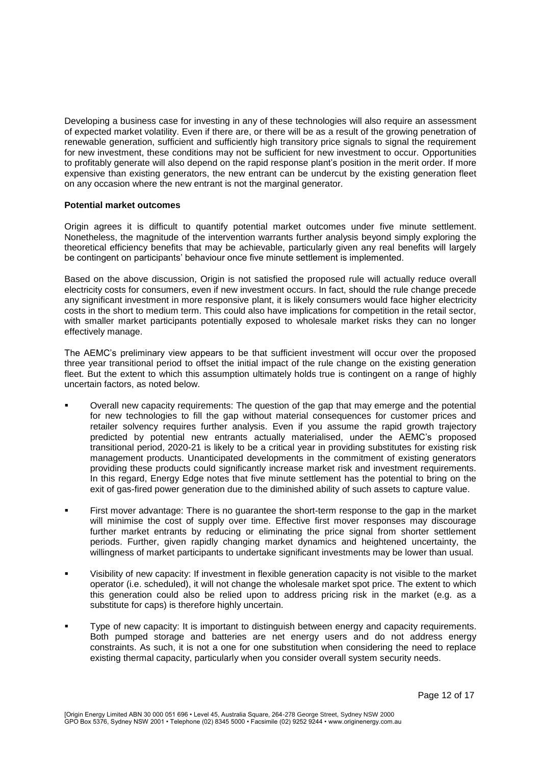Developing a business case for investing in any of these technologies will also require an assessment of expected market volatility. Even if there are, or there will be as a result of the growing penetration of renewable generation, sufficient and sufficiently high transitory price signals to signal the requirement for new investment, these conditions may not be sufficient for new investment to occur. Opportunities to profitably generate will also depend on the rapid response plant's position in the merit order. If more expensive than existing generators, the new entrant can be undercut by the existing generation fleet on any occasion where the new entrant is not the marginal generator.

**Potential market outcomes**

Origin agrees it is difficult to quantify potential market outcomes under five minute settlement. Nonetheless, the magnitude of the intervention warrants further analysis beyond simply exploring the theoretical efficiency benefits that may be achievable, particularly given any real benefits will largely be contingent on participants' behaviour once five minute settlement is implemented.

Based on the above discussion, Origin is not satisfied the proposed rule will actually reduce overall electricity costs for consumers, even if new investment occurs. In fact, should the rule change precede any significant investment in more responsive plant, it is likely consumers would face higher electricity costs in the short to medium term. This could also have implications for competition in the retail sector, with smaller market participants potentially exposed to wholesale market risks they can no longer effectively manage.

The AEMC's preliminary view appears to be that sufficient investment will occur over the proposed three year transitional period to offset the initial impact of the rule change on the existing generation fleet. But the extent to which this assumption ultimately holds true is contingent on a range of highly uncertain factors, as noted below.

- Overall new capacity requirements: The question of the gap that may emerge and the potential for new technologies to fill the gap without material consequences for customer prices and retailer solvency requires further analysis. Even if you assume the rapid growth trajectory predicted by potential new entrants actually materialised, under the AEMC's proposed transitional period, 2020-21 is likely to be a critical year in providing substitutes for existing risk management products. Unanticipated developments in the commitment of existing generators providing these products could significantly increase market risk and investment requirements. In this regard, Energy Edge notes that five minute settlement has the potential to bring on the exit of gas-fired power generation due to the diminished ability of such assets to capture value.

- First mover advantage: There is no guarantee the short-term response to the gap in the market will minimise the cost of supply over time. Effective first mover responses may discourage further market entrants by reducing or eliminating the price signal from shorter settlement periods. Further, given rapidly changing market dynamics and heightened uncertainty, the willingness of market participants to undertake significant investments may be lower than usual.

- Visibility of new capacity: If investment in flexible generation capacity is not visible to the market operator (i.e. scheduled), it will not change the wholesale market spot price. The extent to which this generation could also be relied upon to address pricing risk in the market (e.g. as a substitute for caps) is therefore highly uncertain.

- Type of new capacity: It is important to distinguish between energy and capacity requirements. Both pumped storage and batteries are net energy users and do not address energy constraints. As such, it is not a one for one substitution when considering the need to replace existing thermal capacity, particularly when you consider overall system security needs.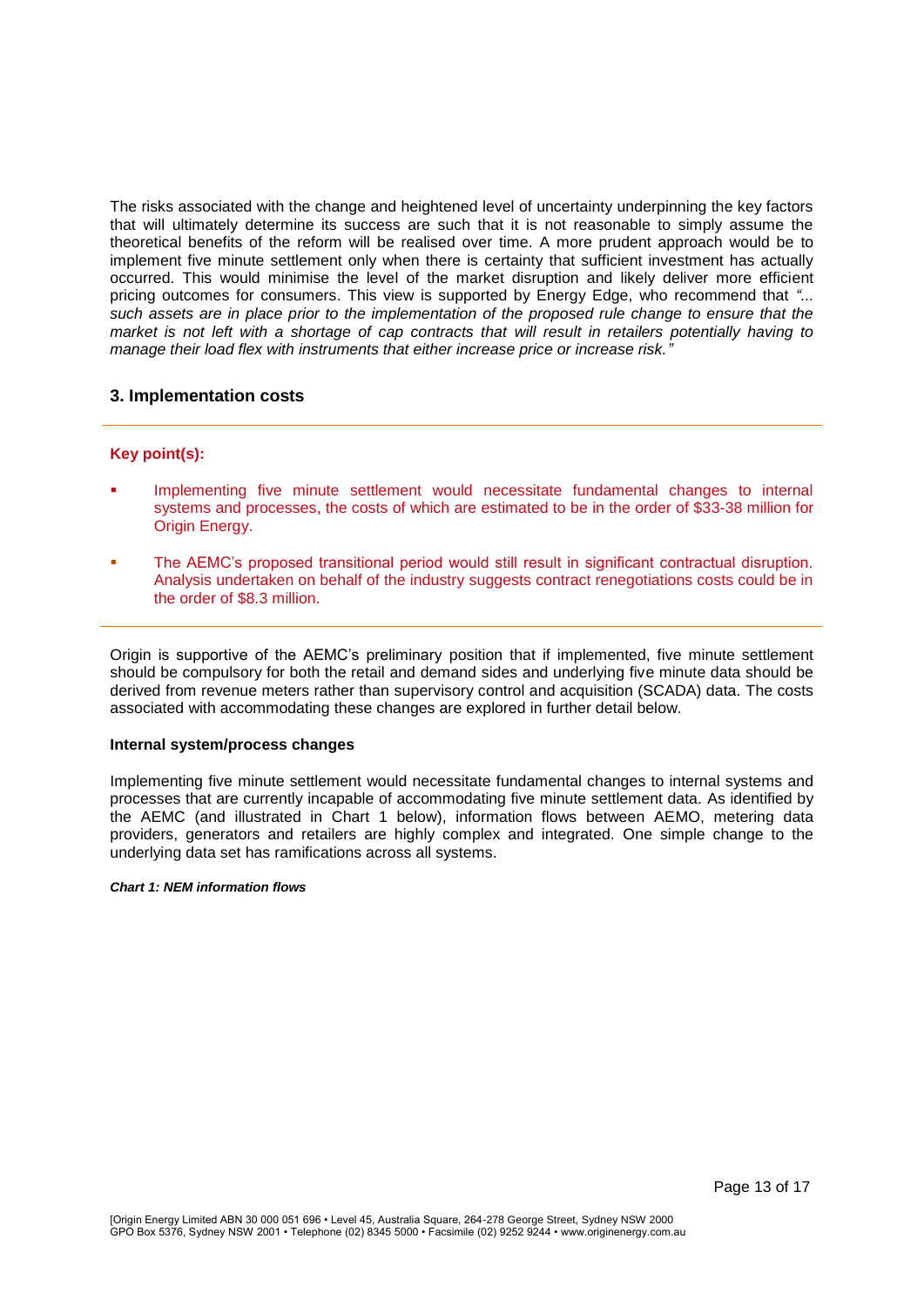The risks associated with the change and heightened level of uncertainty underpinning the key factors that will ultimately determine its success are such that it is not reasonable to simply assume the theoretical benefits of the reform will be realised over time. A more prudent approach would be to implement five minute settlement only when there is certainty that sufficient investment has actually occurred. This would minimise the level of the market disruption and likely deliver more efficient pricing outcomes for consumers. This view is supported by Energy Edge, who recommend that *"... such assets are in place prior to the implementation of the proposed rule change to ensure that the market is not left with a shortage of cap contracts that will result in retailers potentially having to manage their load flex with instruments that either increase price or increase risk."*

## 3. Implementation costs

**Key point(s):**

- Implementing five minute settlement would necessitate fundamental changes to internal systems and processes, the costs of which are estimated to be in the order of $33-38 million for Origin Energy.
- The AEMC's proposed transitional period would still result in significant contractual disruption. Analysis undertaken on behalf of the industry suggests contract renegotiations costs could be in the order of $8.3 million.

Origin is supportive of the AEMC's preliminary position that if implemented, five minute settlement should be compulsory for both the retail and demand sides and underlying five minute data should be derived from revenue meters rather than supervisory control and acquisition (SCADA) data. The costs associated with accommodating these changes are explored in further detail below.

**Internal system/process changes**

Implementing five minute settlement would necessitate fundamental changes to internal systems and processes that are currently incapable of accommodating five minute settlement data. As identified by the AEMC (and illustrated in Chart 1 below), information flows between AEMO, metering data providers, generators and retailers are highly complex and integrated. One simple change to the underlying data set has ramifications across all systems.

***Chart 1: NEM information flows***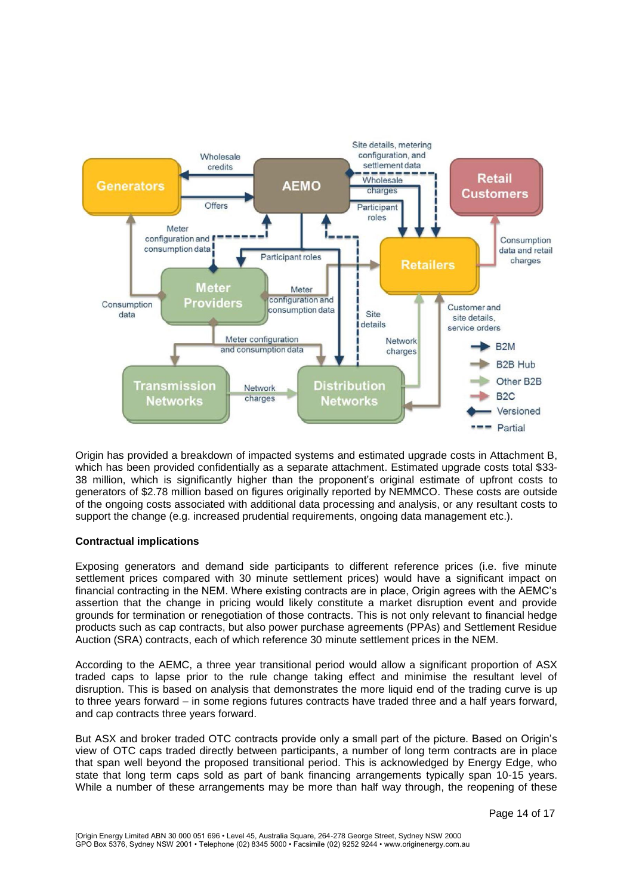Origin has provided a breakdown of impacted systems and estimated upgrade costs in Attachment B, which has been provided confidentially as a separate attachment. Estimated upgrade costs total $33-38 million, which is significantly higher than the proponent's original estimate of upfront costs to generators of $2.78 million based on figures originally reported by NEMMCO. These costs are outside of the ongoing costs associated with additional data processing and analysis, or any resultant costs to support the change (e.g. increased prudential requirements, ongoing data management etc.).

**Contractual implications**

Exposing generators and demand side participants to different reference prices (i.e. five minute settlement prices compared with 30 minute settlement prices) would have a significant impact on financial contracting in the NEM. Where existing contracts are in place, Origin agrees with the AEMC's assertion that the change in pricing would likely constitute a market disruption event and provide grounds for termination or renegotiation of those contracts. This is not only relevant to financial hedge products such as cap contracts, but also power purchase agreements (PPAs) and Settlement Residue Auction (SRA) contracts, each of which reference 30 minute settlement prices in the NEM.

According to the AEMC, a three year transitional period would allow a significant proportion of ASX traded caps to lapse prior to the rule change taking effect and minimise the resultant level of disruption. This is based on analysis that demonstrates the more liquid end of the trading curve is up to three years forward – in some regions futures contracts have traded three and a half years forward, and cap contracts three years forward.

But ASX and broker traded OTC contracts provide only a small part of the picture. Based on Origin's view of OTC caps traded directly between participants, a number of long term contracts are in place that span well beyond the proposed transitional period. This is acknowledged by Energy Edge, who state that long term caps sold as part of bank financing arrangements typically span 10-15 years. While a number of these arrangements may be more than half way through, the reopening of these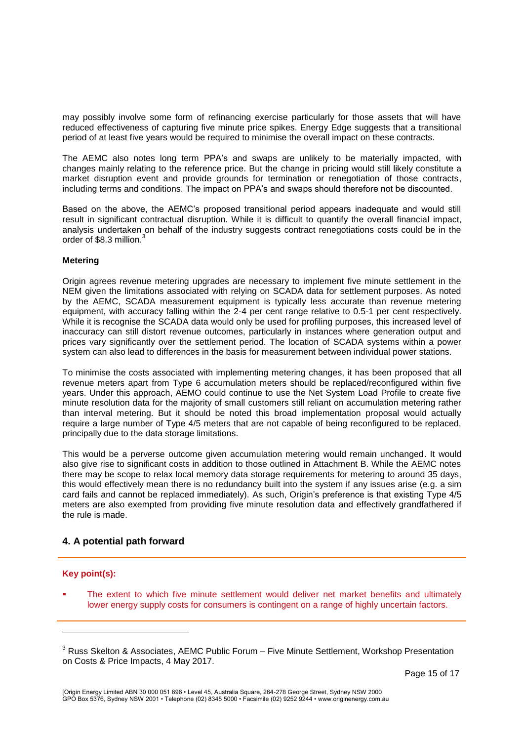may possibly involve some form of refinancing exercise particularly for those assets that will have reduced effectiveness of capturing five minute price spikes. Energy Edge suggests that a transitional period of at least five years would be required to minimise the overall impact on these contracts.

The AEMC also notes long term PPA's and swaps are unlikely to be materially impacted, with changes mainly relating to the reference price. But the change in pricing would still likely constitute a market disruption event and provide grounds for termination or renegotiation of those contracts, including terms and conditions. The impact on PPA's and swaps should therefore not be discounted.

Based on the above, the AEMC's proposed transitional period appears inadequate and would still result in significant contractual disruption. While it is difficult to quantify the overall financial impact, analysis undertaken on behalf of the industry suggests contract renegotiations costs could be in the order of $8.3 million.[3]

**Metering**

Origin agrees revenue metering upgrades are necessary to implement five minute settlement in the NEM given the limitations associated with relying on SCADA data for settlement purposes. As noted by the AEMC, SCADA measurement equipment is typically less accurate than revenue metering equipment, with accuracy falling within the 2-4 per cent range relative to 0.5-1 per cent respectively. While it is recognise the SCADA data would only be used for profiling purposes, this increased level of inaccuracy can still distort revenue outcomes, particularly in instances where generation output and prices vary significantly over the settlement period. The location of SCADA systems within a power system can also lead to differences in the basis for measurement between individual power stations.

To minimise the costs associated with implementing metering changes, it has been proposed that all revenue meters apart from Type 6 accumulation meters should be replaced/reconfigured within five years. Under this approach, AEMO could continue to use the Net System Load Profile to create five minute resolution data for the majority of small customers still reliant on accumulation metering rather than interval metering. But it should be noted this broad implementation proposal would actually require a large number of Type 4/5 meters that are not capable of being reconfigured to be replaced, principally due to the data storage limitations.

This would be a perverse outcome given accumulation metering would remain unchanged. It would also give rise to significant costs in addition to those outlined in Attachment B. While the AEMC notes there may be scope to relax local memory data storage requirements for metering to around 35 days, this would effectively mean there is no redundancy built into the system if any issues arise (e.g. a sim card fails and cannot be replaced immediately). As such, Origin's preference is that existing Type 4/5 meters are also exempted from providing five minute resolution data and effectively grandfathered if the rule is made.

## 4. A potential path forward

**Key point(s):**

- The extent to which five minute settlement would deliver net market benefits and ultimately lower energy supply costs for consumers is contingent on a range of highly uncertain factors.

[3] Russ Skelton & Associates, AEMC Public Forum – Five Minute Settlement, Workshop Presentation on Costs & Price Impacts, 4 May 2017.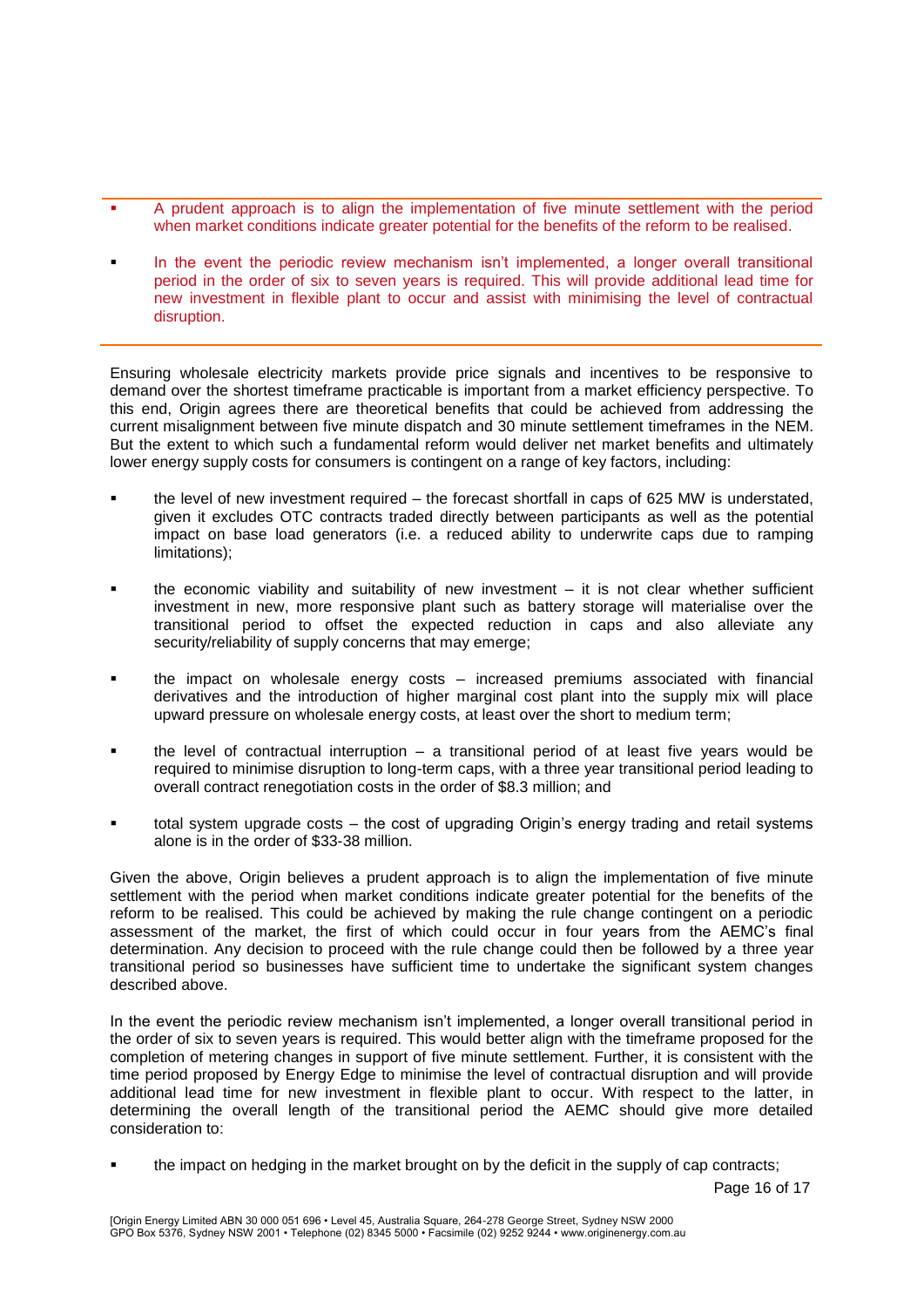- A prudent approach is to align the implementation of five minute settlement with the period when market conditions indicate greater potential for the benefits of the reform to be realised.
- In the event the periodic review mechanism isn't implemented, a longer overall transitional period in the order of six to seven years is required. This will provide additional lead time for new investment in flexible plant to occur and assist with minimising the level of contractual disruption.

Ensuring wholesale electricity markets provide price signals and incentives to be responsive to demand over the shortest timeframe practicable is important from a market efficiency perspective. To this end, Origin agrees there are theoretical benefits that could be achieved from addressing the current misalignment between five minute dispatch and 30 minute settlement timeframes in the NEM. But the extent to which such a fundamental reform would deliver net market benefits and ultimately lower energy supply costs for consumers is contingent on a range of key factors, including:

- the level of new investment required – the forecast shortfall in caps of 625 MW is understated, given it excludes OTC contracts traded directly between participants as well as the potential impact on base load generators (i.e. a reduced ability to underwrite caps due to ramping limitations);
- the economic viability and suitability of new investment – it is not clear whether sufficient investment in new, more responsive plant such as battery storage will materialise over the transitional period to offset the expected reduction in caps and also alleviate any security/reliability of supply concerns that may emerge;
- the impact on wholesale energy costs – increased premiums associated with financial derivatives and the introduction of higher marginal cost plant into the supply mix will place upward pressure on wholesale energy costs, at least over the short to medium term;
- the level of contractual interruption – a transitional period of at least five years would be required to minimise disruption to long-term caps, with a three year transitional period leading to overall contract renegotiation costs in the order of $8.3 million; and
- total system upgrade costs – the cost of upgrading Origin's energy trading and retail systems alone is in the order of $33-38 million.

Given the above, Origin believes a prudent approach is to align the implementation of five minute settlement with the period when market conditions indicate greater potential for the benefits of the reform to be realised. This could be achieved by making the rule change contingent on a periodic assessment of the market, the first of which could occur in four years from the AEMC's final determination. Any decision to proceed with the rule change could then be followed by a three year transitional period so businesses have sufficient time to undertake the significant system changes described above.

In the event the periodic review mechanism isn't implemented, a longer overall transitional period in the order of six to seven years is required. This would better align with the timeframe proposed for the completion of metering changes in support of five minute settlement. Further, it is consistent with the time period proposed by Energy Edge to minimise the level of contractual disruption and will provide additional lead time for new investment in flexible plant to occur. With respect to the latter, in determining the overall length of the transitional period the AEMC should give more detailed consideration to:

- the impact on hedging in the market brought on by the deficit in the supply of cap contracts;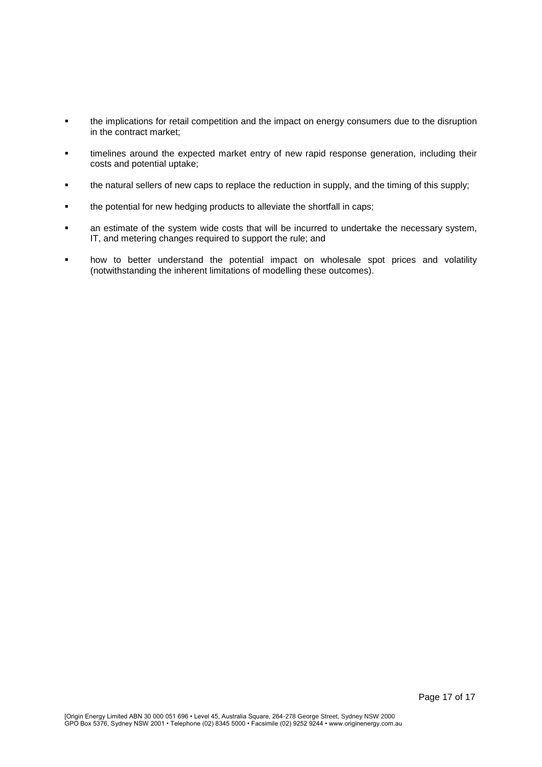- the implications for retail competition and the impact on energy consumers due to the disruption in the contract market;
- timelines around the expected market entry of new rapid response generation, including their costs and potential uptake;
- the natural sellers of new caps to replace the reduction in supply, and the timing of this supply;
- the potential for new hedging products to alleviate the shortfall in caps;
- an estimate of the system wide costs that will be incurred to undertake the necessary system, IT, and metering changes required to support the rule; and
- how to better understand the potential impact on wholesale spot prices and volatility (notwithstanding the inherent limitations of modelling these outcomes).